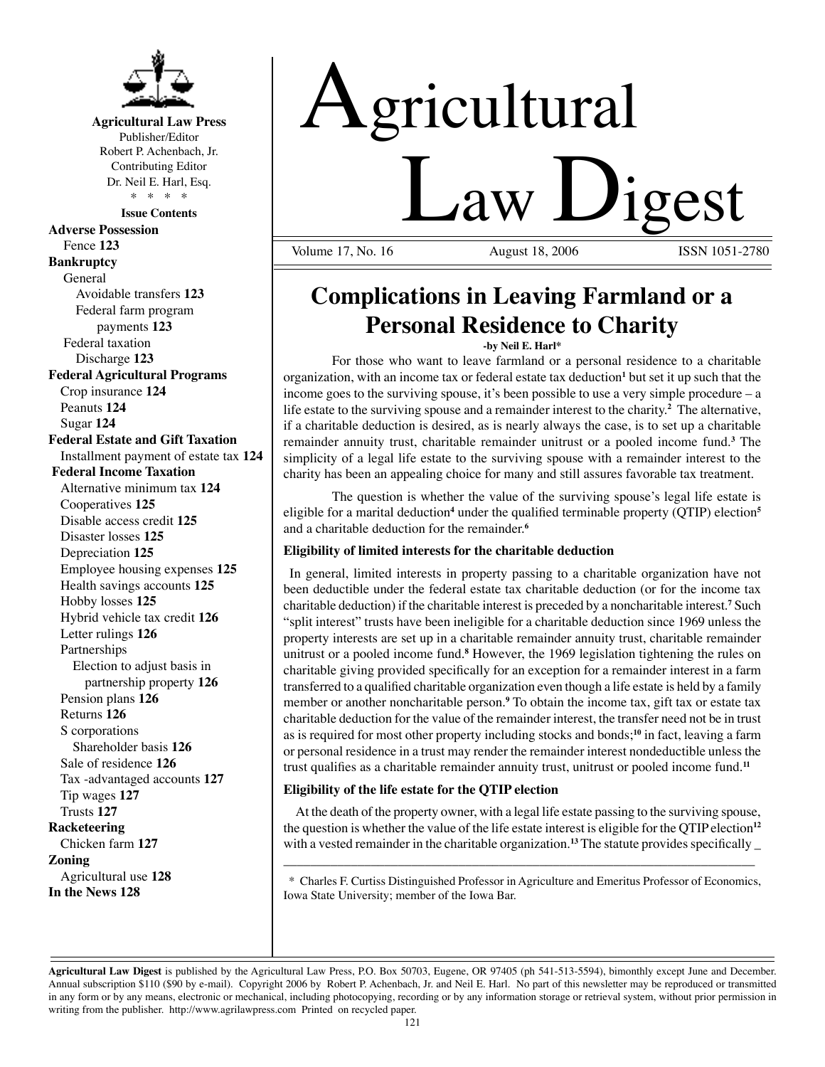# Agricultural Law Digest

**Agricultural Law Press**
Publisher/Editor
Robert P. Achenbach, Jr.
Contributing Editor
Dr. Neil E. Harl, Esq.
\* \* \* \*

**Issue Contents**

**Adverse Possession**
- Fence **123**

**Bankruptcy**
- General
  - Avoidable transfers **123**
  - Federal farm program payments **123**
- Federal taxation
  - Discharge **123**

**Federal Agricultural Programs**
- Crop insurance **124**
- Peanuts **124**
- Sugar **124**

**Federal Estate and Gift Taxation**
- Installment payment of estate tax **124**

**Federal Income Taxation**
- Alternative minimum tax **124**
- Cooperatives **125**
- Disable access credit **125**
- Disaster losses **125**
- Depreciation **125**
- Employee housing expenses **125**
- Health savings accounts **125**
- Hobby losses **125**
- Hybrid vehicle tax credit **126**
- Letter rulings **126**
- Partnerships
  - Election to adjust basis in partnership property **126**
- Pension plans **126**
- Returns **126**
- S corporations
  - Shareholder basis **126**
- Sale of residence **126**
- Tax -advantaged accounts **127**
- Tip wages **127**
- Trusts **127**

**Racketeering**
- Chicken farm **127**

**Zoning**
- Agricultural use **128**

**In the News 128**

Volume 17, No. 16 August 18, 2006 ISSN 1051-2780

## Complications in Leaving Farmland or a Personal Residence to Charity

**-by Neil E. Harl\***

For those who want to leave farmland or a personal residence to a charitable organization, with an income tax or federal estate tax deduction[1] but set it up such that the income goes to the surviving spouse, it's been possible to use a very simple procedure – a life estate to the surviving spouse and a remainder interest to the charity.[2] The alternative, if a charitable deduction is desired, as is nearly always the case, is to set up a charitable remainder annuity trust, charitable remainder unitrust or a pooled income fund.[3] The simplicity of a legal life estate to the surviving spouse with a remainder interest to the charity has been an appealing choice for many and still assures favorable tax treatment.

The question is whether the value of the surviving spouse's legal life estate is eligible for a marital deduction[4] under the qualified terminable property (QTIP) election[5] and a charitable deduction for the remainder.[6]

### Eligibility of limited interests for the charitable deduction

In general, limited interests in property passing to a charitable organization have not been deductible under the federal estate tax charitable deduction (or for the income tax charitable deduction) if the charitable interest is preceded by a noncharitable interest.[7] Such "split interest" trusts have been ineligible for a charitable deduction since 1969 unless the property interests are set up in a charitable remainder annuity trust, charitable remainder unitrust or a pooled income fund.[8] However, the 1969 legislation tightening the rules on charitable giving provided specifically for an exception for a remainder interest in a farm transferred to a qualified charitable organization even though a life estate is held by a family member or another noncharitable person.[9] To obtain the income tax, gift tax or estate tax charitable deduction for the value of the remainder interest, the transfer need not be in trust as is required for most other property including stocks and bonds;[10] in fact, leaving a farm or personal residence in a trust may render the remainder interest nondeductible unless the trust qualifies as a charitable remainder annuity trust, unitrust or pooled income fund.[11]

### Eligibility of the life estate for the QTIP election

At the death of the property owner, with a legal life estate passing to the surviving spouse, the question is whether the value of the life estate interest is eligible for the QTIP election[12] with a vested remainder in the charitable organization.[13] The statute provides specifically _

---

\* Charles F. Curtiss Distinguished Professor in Agriculture and Emeritus Professor of Economics, Iowa State University; member of the Iowa Bar.

---

**Agricultural Law Digest** is published by the Agricultural Law Press, P.O. Box 50703, Eugene, OR 97405 (ph 541-513-5594), bimonthly except June and December. Annual subscription $110 ($90 by e-mail). Copyright 2006 by Robert P. Achenbach, Jr. and Neil E. Harl. No part of this newsletter may be reproduced or transmitted in any form or by any means, electronic or mechanical, including photocopying, recording or by any information storage or retrieval system, without prior permission in writing from the publisher. http://www.agrilawpress.com Printed on recycled paper.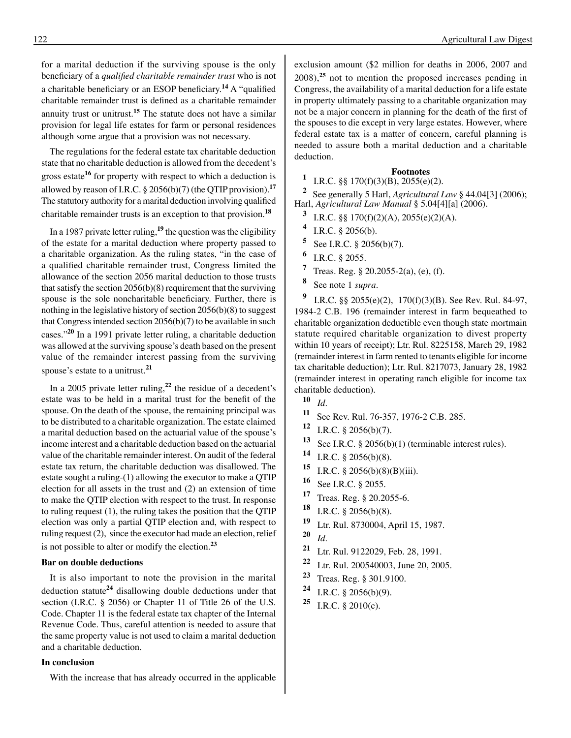for a marital deduction if the surviving spouse is the only beneficiary of a *qualified charitable remainder trust* who is not a charitable beneficiary or an ESOP beneficiary.[14] A "qualified charitable remainder trust is defined as a charitable remainder annuity trust or unitrust.[15] The statute does not have a similar provision for legal life estates for farm or personal residences although some argue that a provision was not necessary.

The regulations for the federal estate tax charitable deduction state that no charitable deduction is allowed from the decedent's gross estate[16] for property with respect to which a deduction is allowed by reason of I.R.C. § 2056(b)(7) (the QTIP provision).[17] The statutory authority for a marital deduction involving qualified charitable remainder trusts is an exception to that provision.[18]

In a 1987 private letter ruling,[19] the question was the eligibility of the estate for a marital deduction where property passed to a charitable organization. As the ruling states, "in the case of a qualified charitable remainder trust, Congress limited the allowance of the section 2056 marital deduction to those trusts that satisfy the section 2056(b)(8) requirement that the surviving spouse is the sole noncharitable beneficiary. Further, there is nothing in the legislative history of section 2056(b)(8) to suggest that Congress intended section 2056(b)(7) to be available in such cases."[20] In a 1991 private letter ruling, a charitable deduction was allowed at the surviving spouse's death based on the present value of the remainder interest passing from the surviving spouse's estate to a unitrust.[21]

In a 2005 private letter ruling,[22] the residue of a decedent's estate was to be held in a marital trust for the benefit of the spouse. On the death of the spouse, the remaining principal was to be distributed to a charitable organization. The estate claimed a marital deduction based on the actuarial value of the spouse's income interest and a charitable deduction based on the actuarial value of the charitable remainder interest. On audit of the federal estate tax return, the charitable deduction was disallowed. The estate sought a ruling-(1) allowing the executor to make a QTIP election for all assets in the trust and (2) an extension of time to make the QTIP election with respect to the trust. In response to ruling request (1), the ruling takes the position that the QTIP election was only a partial QTIP election and, with respect to ruling request (2), since the executor had made an election, relief is not possible to alter or modify the election.[23]

**Bar on double deductions**

It is also important to note the provision in the marital deduction statute[24] disallowing double deductions under that section (I.R.C. § 2056) or Chapter 11 of Title 26 of the U.S. Code. Chapter 11 is the federal estate tax chapter of the Internal Revenue Code. Thus, careful attention is needed to assure that the same property value is not used to claim a marital deduction and a charitable deduction.

**In conclusion**

With the increase that has already occurred in the applicable exclusion amount ($2 million for deaths in 2006, 2007 and 2008),[25] not to mention the proposed increases pending in Congress, the availability of a marital deduction for a life estate in property ultimately passing to a charitable organization may not be a major concern in planning for the death of the first of the spouses to die except in very large estates. However, where federal estate tax is a matter of concern, careful planning is needed to assure both a marital deduction and a charitable deduction.

**Footnotes**

[1] I.R.C. §§ 170(f)(3)(B), 2055(e)(2).

[2] See generally 5 Harl, *Agricultural Law* § 44.04[3] (2006); Harl, *Agricultural Law Manual* § 5.04[4][a] (2006).

[3] I.R.C. §§ 170(f)(2)(A), 2055(e)(2)(A).

[4] I.R.C. § 2056(b).

[5] See I.R.C. § 2056(b)(7).

[6] I.R.C. § 2055.

[7] Treas. Reg. § 20.2055-2(a), (e), (f).

[8] See note 1 *supra*.

[9] I.R.C. §§ 2055(e)(2), 170(f)(3)(B). See Rev. Rul. 84-97, 1984-2 C.B. 196 (remainder interest in farm bequeathed to charitable organization deductible even though state mortmain statute required charitable organization to divest property within 10 years of receipt); Ltr. Rul. 8225158, March 29, 1982 (remainder interest in farm rented to tenants eligible for income tax charitable deduction); Ltr. Rul. 8217073, January 28, 1982 (remainder interest in operating ranch eligible for income tax charitable deduction).

[10] *Id*.

[11] See Rev. Rul. 76-357, 1976-2 C.B. 285.

[12] I.R.C. § 2056(b)(7).

[13] See I.R.C. § 2056(b)(1) (terminable interest rules).

[14] I.R.C. § 2056(b)(8).

[15] I.R.C. § 2056(b)(8)(B)(iii).

[16] See I.R.C. § 2055.

[17] Treas. Reg. § 20.2055-6.

[18] I.R.C. § 2056(b)(8).

[19] Ltr. Rul. 8730004, April 15, 1987.

[20] *Id*.

[21] Ltr. Rul. 9122029, Feb. 28, 1991.

[22] Ltr. Rul. 200540003, June 20, 2005.

[23] Treas. Reg. § 301.9100.

[24] I.R.C. § 2056(b)(9).

[25] I.R.C. § 2010(c).